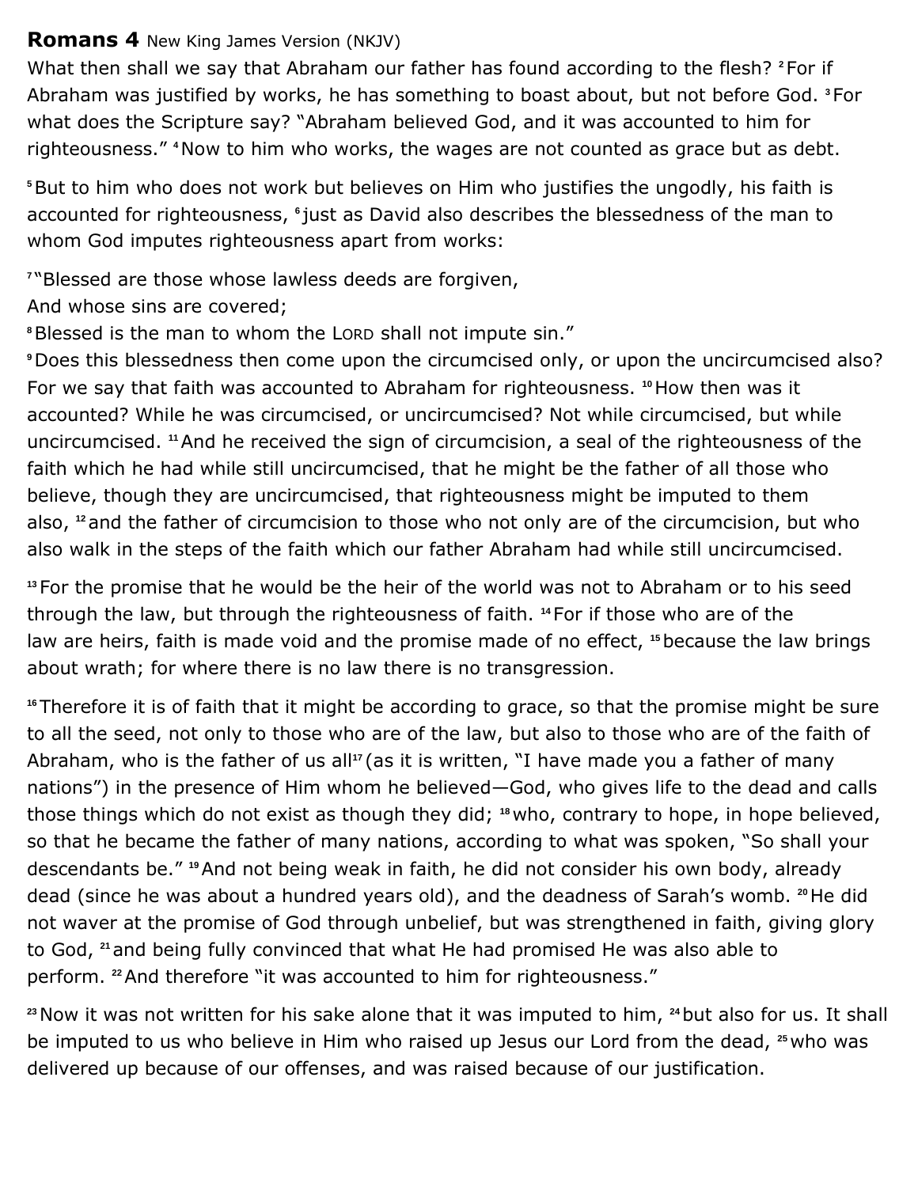**Romans 4** New King James Version (NKJV)

What then shall we say that Abraham our father has found according to the flesh? [2] For if Abraham was justified by works, he has something to boast about, but not before God. [3] For what does the Scripture say? "Abraham believed God, and it was accounted to him for righteousness." [4] Now to him who works, the wages are not counted as grace but as debt.

[5] But to him who does not work but believes on Him who justifies the ungodly, his faith is accounted for righteousness, [6] just as David also describes the blessedness of the man to whom God imputes righteousness apart from works:

[7] "Blessed are those whose lawless deeds are forgiven,
And whose sins are covered;
[8] Blessed is the man to whom the LORD shall not impute sin."

[9] Does this blessedness then come upon the circumcised only, or upon the uncircumcised also? For we say that faith was accounted to Abraham for righteousness. [10] How then was it accounted? While he was circumcised, or uncircumcised? Not while circumcised, but while uncircumcised. [11] And he received the sign of circumcision, a seal of the righteousness of the faith which he had while still uncircumcised, that he might be the father of all those who believe, though they are uncircumcised, that righteousness might be imputed to them also, [12] and the father of circumcision to those who not only are of the circumcision, but who also walk in the steps of the faith which our father Abraham had while still uncircumcised.

[13] For the promise that he would be the heir of the world was not to Abraham or to his seed through the law, but through the righteousness of faith. [14] For if those who are of the law are heirs, faith is made void and the promise made of no effect, [15] because the law brings about wrath; for where there is no law there is no transgression.

[16] Therefore it is of faith that it might be according to grace, so that the promise might be sure to all the seed, not only to those who are of the law, but also to those who are of the faith of Abraham, who is the father of us all [17] (as it is written, "I have made you a father of many nations") in the presence of Him whom he believed—God, who gives life to the dead and calls those things which do not exist as though they did; [18] who, contrary to hope, in hope believed, so that he became the father of many nations, according to what was spoken, "So shall your descendants be." [19] And not being weak in faith, he did not consider his own body, already dead (since he was about a hundred years old), and the deadness of Sarah's womb. [20] He did not waver at the promise of God through unbelief, but was strengthened in faith, giving glory to God, [21] and being fully convinced that what He had promised He was also able to perform. [22] And therefore "it was accounted to him for righteousness."

[23] Now it was not written for his sake alone that it was imputed to him, [24] but also for us. It shall be imputed to us who believe in Him who raised up Jesus our Lord from the dead, [25] who was delivered up because of our offenses, and was raised because of our justification.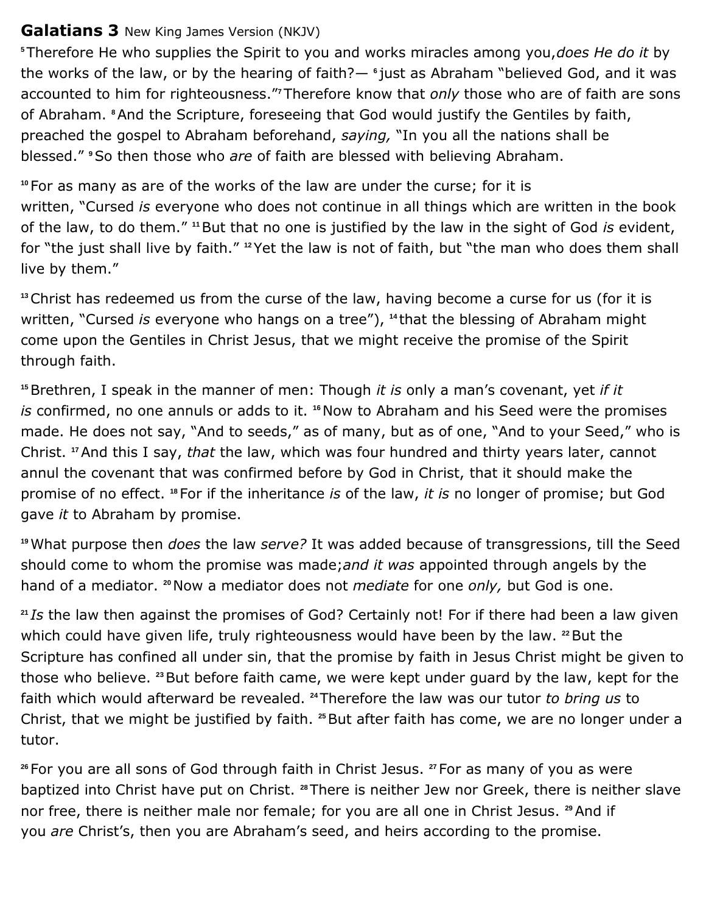## **Galatians 3** New King James Version (NKJV)

[5] Therefore He who supplies the Spirit to you and works miracles among you, *does He do it* by the works of the law, or by the hearing of faith?— [6] just as Abraham "believed God, and it was accounted to him for righteousness."[7] Therefore know that *only* those who are of faith are sons of Abraham. [8] And the Scripture, foreseeing that God would justify the Gentiles by faith, preached the gospel to Abraham beforehand, *saying,* "In you all the nations shall be blessed." [9] So then those who *are* of faith are blessed with believing Abraham.

[10] For as many as are of the works of the law are under the curse; for it is written, "Cursed *is* everyone who does not continue in all things which are written in the book of the law, to do them." [11] But that no one is justified by the law in the sight of God *is* evident, for "the just shall live by faith." [12] Yet the law is not of faith, but "the man who does them shall live by them."

[13] Christ has redeemed us from the curse of the law, having become a curse for us (for it is written, "Cursed *is* everyone who hangs on a tree"), [14] that the blessing of Abraham might come upon the Gentiles in Christ Jesus, that we might receive the promise of the Spirit through faith.

[15] Brethren, I speak in the manner of men: Though *it is* only a man's covenant, yet *if it is* confirmed, no one annuls or adds to it. [16] Now to Abraham and his Seed were the promises made. He does not say, "And to seeds," as of many, but as of one, "And to your Seed," who is Christ. [17] And this I say, *that* the law, which was four hundred and thirty years later, cannot annul the covenant that was confirmed before by God in Christ, that it should make the promise of no effect. [18] For if the inheritance *is* of the law, *it is* no longer of promise; but God gave *it* to Abraham by promise.

[19] What purpose then *does* the law *serve?* It was added because of transgressions, till the Seed should come to whom the promise was made; *and it was* appointed through angels by the hand of a mediator. [20] Now a mediator does not *mediate* for one *only,* but God is one.

[21] *Is* the law then against the promises of God? Certainly not! For if there had been a law given which could have given life, truly righteousness would have been by the law. [22] But the Scripture has confined all under sin, that the promise by faith in Jesus Christ might be given to those who believe. [23] But before faith came, we were kept under guard by the law, kept for the faith which would afterward be revealed. [24] Therefore the law was our tutor *to bring us* to Christ, that we might be justified by faith. [25] But after faith has come, we are no longer under a tutor.

[26] For you are all sons of God through faith in Christ Jesus. [27] For as many of you as were baptized into Christ have put on Christ. [28] There is neither Jew nor Greek, there is neither slave nor free, there is neither male nor female; for you are all one in Christ Jesus. [29] And if you *are* Christ's, then you are Abraham's seed, and heirs according to the promise.